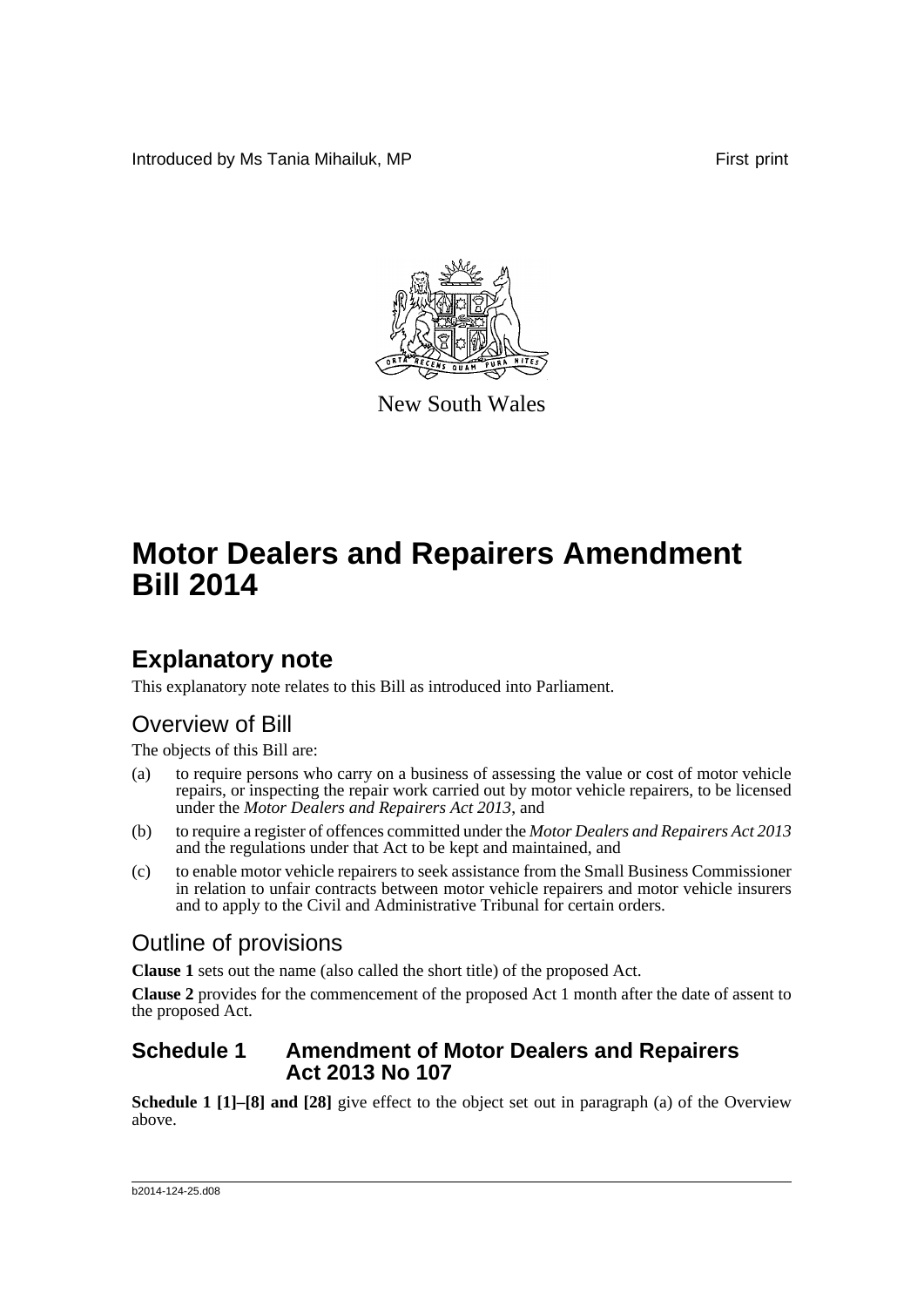Introduced by Ms Tania Mihailuk, MP

First print

New South Wales

# Motor Dealers and Repairers Amendment Bill 2014

## Explanatory note

This explanatory note relates to this Bill as introduced into Parliament.

### Overview of Bill

The objects of this Bill are:

(a) to require persons who carry on a business of assessing the value or cost of motor vehicle repairs, or inspecting the repair work carried out by motor vehicle repairers, to be licensed under the *Motor Dealers and Repairers Act 2013*, and

(b) to require a register of offences committed under the *Motor Dealers and Repairers Act 2013* and the regulations under that Act to be kept and maintained, and

(c) to enable motor vehicle repairers to seek assistance from the Small Business Commissioner in relation to unfair contracts between motor vehicle repairers and motor vehicle insurers and to apply to the Civil and Administrative Tribunal for certain orders.

### Outline of provisions

**Clause 1** sets out the name (also called the short title) of the proposed Act.

**Clause 2** provides for the commencement of the proposed Act 1 month after the date of assent to the proposed Act.

### Schedule 1 Amendment of Motor Dealers and Repairers Act 2013 No 107

**Schedule 1 [1]–[8] and [28]** give effect to the object set out in paragraph (a) of the Overview above.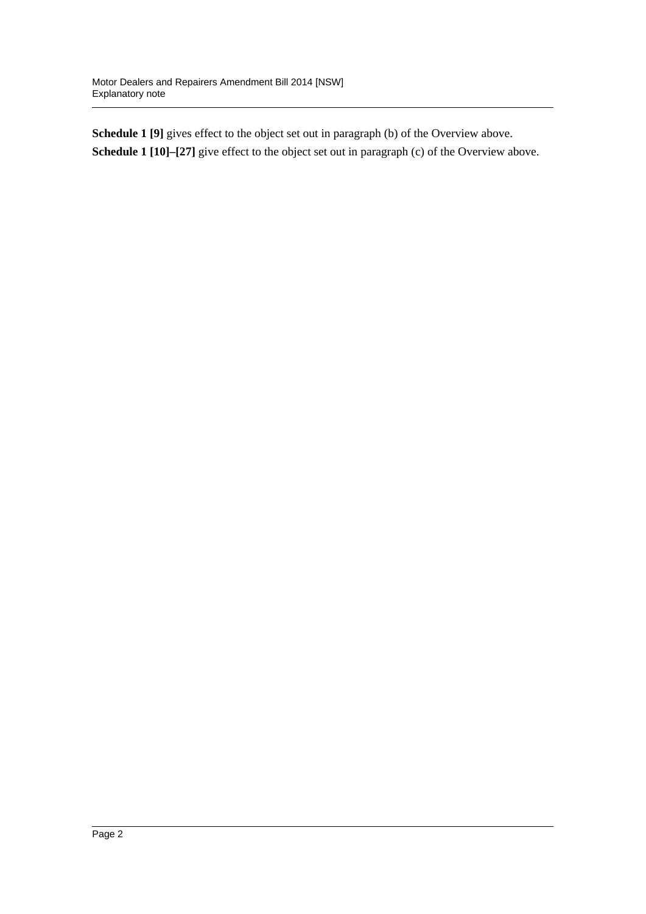**Schedule 1 [9]** gives effect to the object set out in paragraph (b) of the Overview above.

**Schedule 1 [10]–[27]** give effect to the object set out in paragraph (c) of the Overview above.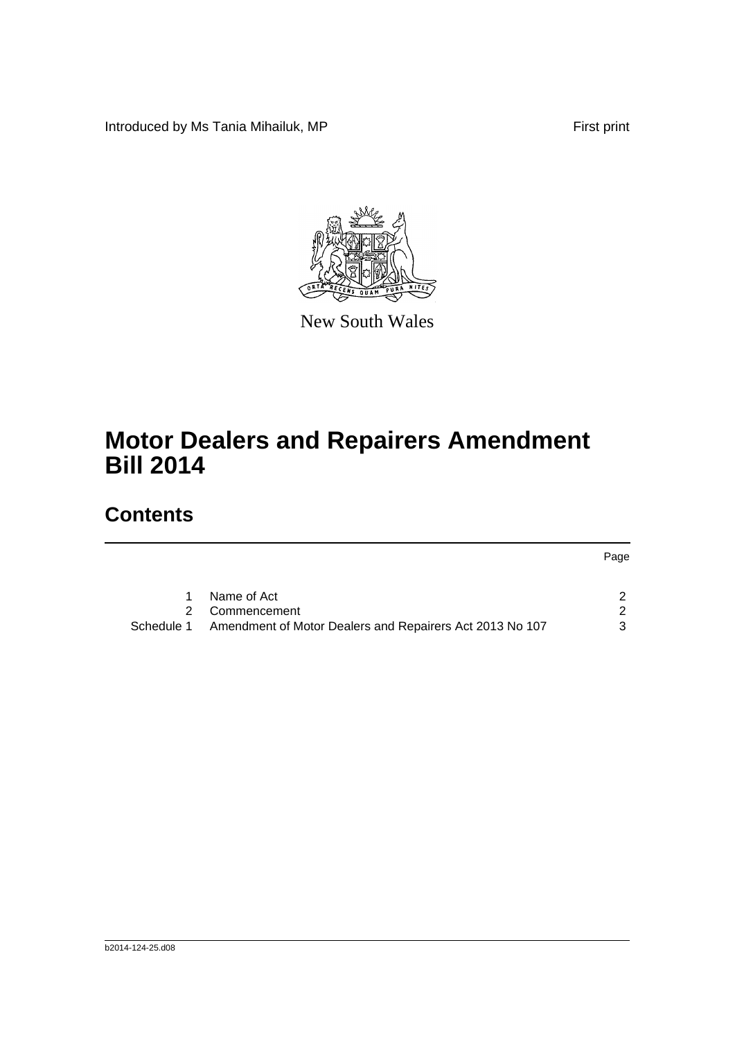Introduced by Ms Tania Mihailuk, MP

First print

New South Wales

# Motor Dealers and Repairers Amendment Bill 2014

## Contents

| | | Page |
|---|---|---|
| 1 | Name of Act | 2 |
| 2 | Commencement | 2 |
| Schedule 1 | Amendment of Motor Dealers and Repairers Act 2013 No 107 | 3 |

b2014-124-25.d08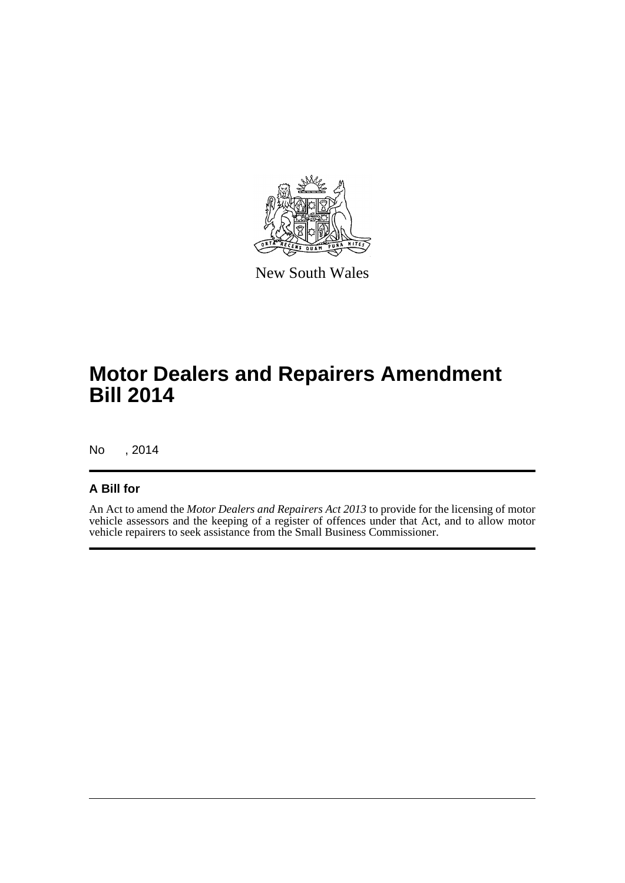New South Wales

# Motor Dealers and Repairers Amendment Bill 2014

No , 2014

## A Bill for

An Act to amend the *Motor Dealers and Repairers Act 2013* to provide for the licensing of motor vehicle assessors and the keeping of a register of offences under that Act, and to allow motor vehicle repairers to seek assistance from the Small Business Commissioner.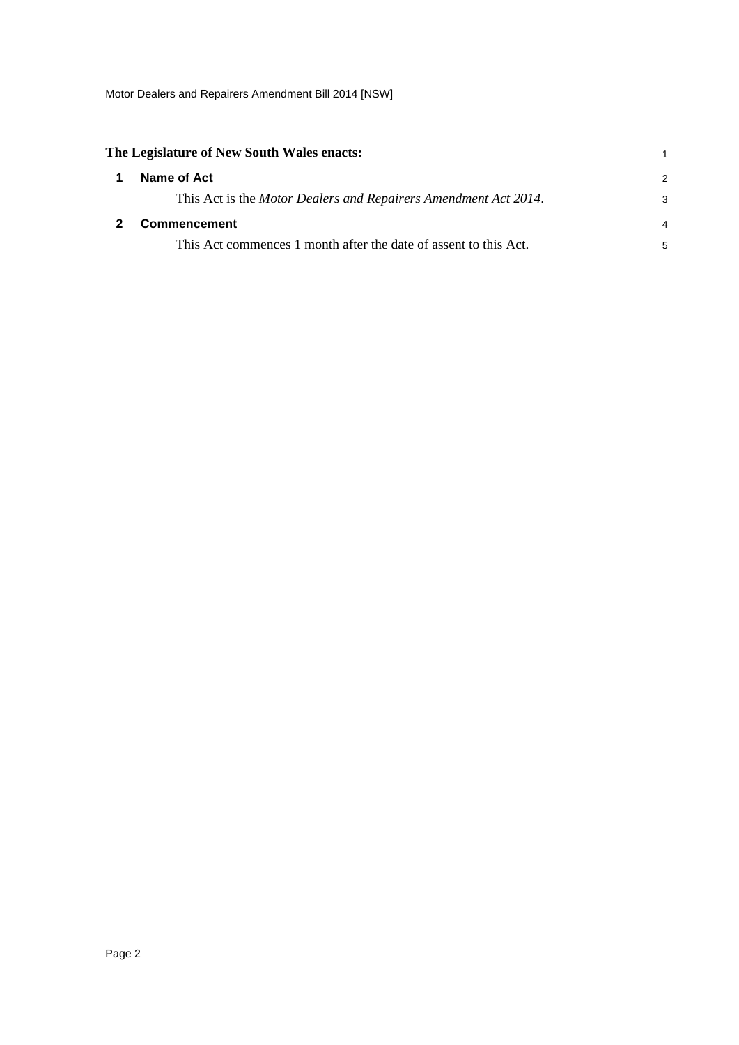**The Legislature of New South Wales enacts:**

## 1 Name of Act

This Act is the *Motor Dealers and Repairers Amendment Act 2014*.

## 2 Commencement

This Act commences 1 month after the date of assent to this Act.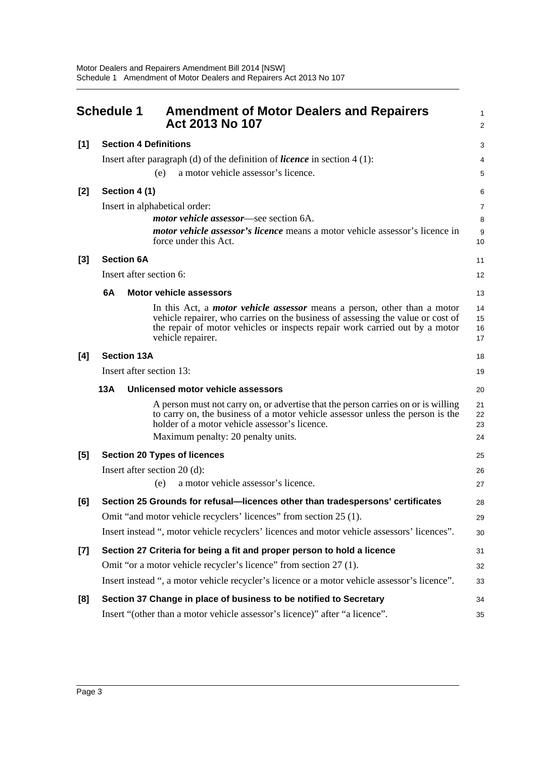## Schedule 1 Amendment of Motor Dealers and Repairers Act 2013 No 107

**[1] Section 4 Definitions**

Insert after paragraph (d) of the definition of ***licence*** in section 4 (1):

(e) a motor vehicle assessor's licence.

**[2] Section 4 (1)**

Insert in alphabetical order:

***motor vehicle assessor***—see section 6A.

***motor vehicle assessor's licence*** means a motor vehicle assessor's licence in force under this Act.

**[3] Section 6A**

Insert after section 6:

**6A Motor vehicle assessors**

In this Act, a ***motor vehicle assessor*** means a person, other than a motor vehicle repairer, who carries on the business of assessing the value or cost of the repair of motor vehicles or inspects repair work carried out by a motor vehicle repairer.

**[4] Section 13A**

Insert after section 13:

**13A Unlicensed motor vehicle assessors**

A person must not carry on, or advertise that the person carries on or is willing to carry on, the business of a motor vehicle assessor unless the person is the holder of a motor vehicle assessor's licence.

Maximum penalty: 20 penalty units.

**[5] Section 20 Types of licences**

Insert after section 20 (d):

(e) a motor vehicle assessor's licence.

**[6] Section 25 Grounds for refusal—licences other than tradespersons' certificates**

Omit "and motor vehicle recyclers' licences" from section 25 (1).

Insert instead ", motor vehicle recyclers' licences and motor vehicle assessors' licences".

**[7] Section 27 Criteria for being a fit and proper person to hold a licence**

Omit "or a motor vehicle recycler's licence" from section 27 (1).

Insert instead ", a motor vehicle recycler's licence or a motor vehicle assessor's licence".

**[8] Section 37 Change in place of business to be notified to Secretary**

Insert "(other than a motor vehicle assessor's licence)" after "a licence".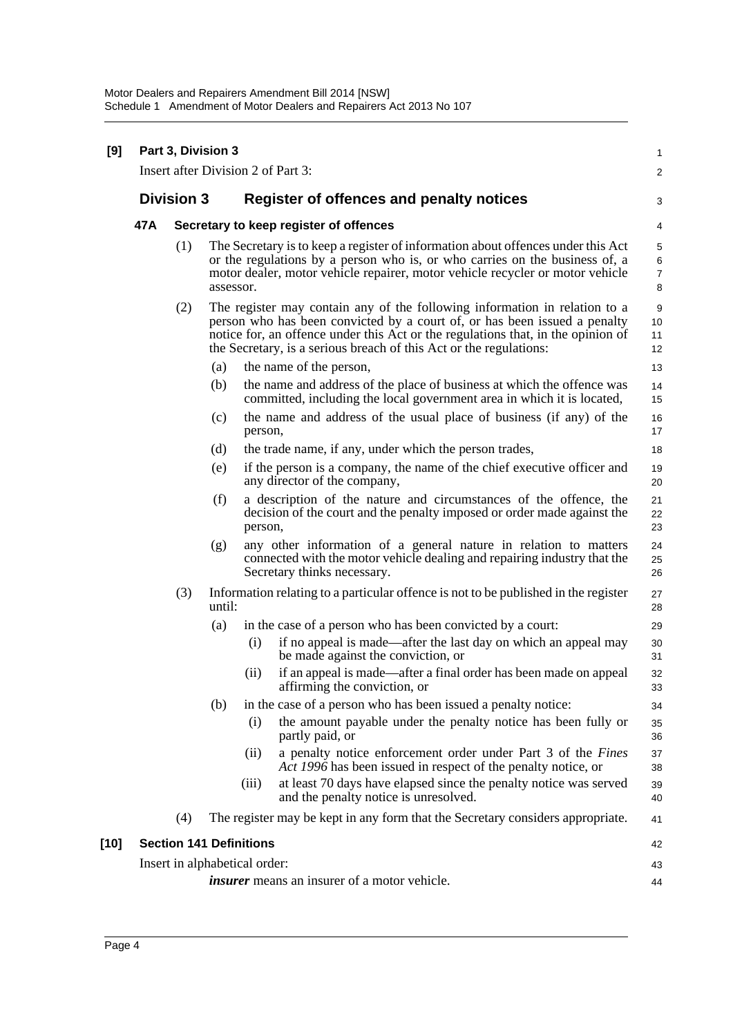**[9] Part 3, Division 3**

Insert after Division 2 of Part 3:

## Division 3 Register of offences and penalty notices

### 47A Secretary to keep register of offences

(1) The Secretary is to keep a register of information about offences under this Act or the regulations by a person who is, or who carries on the business of, a motor dealer, motor vehicle repairer, motor vehicle recycler or motor vehicle assessor.

(2) The register may contain any of the following information in relation to a person who has been convicted by a court of, or has been issued a penalty notice for, an offence under this Act or the regulations that, in the opinion of the Secretary, is a serious breach of this Act or the regulations:

- (a) the name of the person,
- (b) the name and address of the place of business at which the offence was committed, including the local government area in which it is located,
- (c) the name and address of the usual place of business (if any) of the person,
- (d) the trade name, if any, under which the person trades,
- (e) if the person is a company, the name of the chief executive officer and any director of the company,
- (f) a description of the nature and circumstances of the offence, the decision of the court and the penalty imposed or order made against the person,
- (g) any other information of a general nature in relation to matters connected with the motor vehicle dealing and repairing industry that the Secretary thinks necessary.

(3) Information relating to a particular offence is not to be published in the register until:

- (a) in the case of a person who has been convicted by a court:
  - (i) if no appeal is made—after the last day on which an appeal may be made against the conviction, or
  - (ii) if an appeal is made—after a final order has been made on appeal affirming the conviction, or
- (b) in the case of a person who has been issued a penalty notice:
  - (i) the amount payable under the penalty notice has been fully or partly paid, or
  - (ii) a penalty notice enforcement order under Part 3 of the *Fines Act 1996* has been issued in respect of the penalty notice, or
  - (iii) at least 70 days have elapsed since the penalty notice was served and the penalty notice is unresolved.

(4) The register may be kept in any form that the Secretary considers appropriate.

**[10] Section 141 Definitions**

Insert in alphabetical order:

***insurer*** means an insurer of a motor vehicle.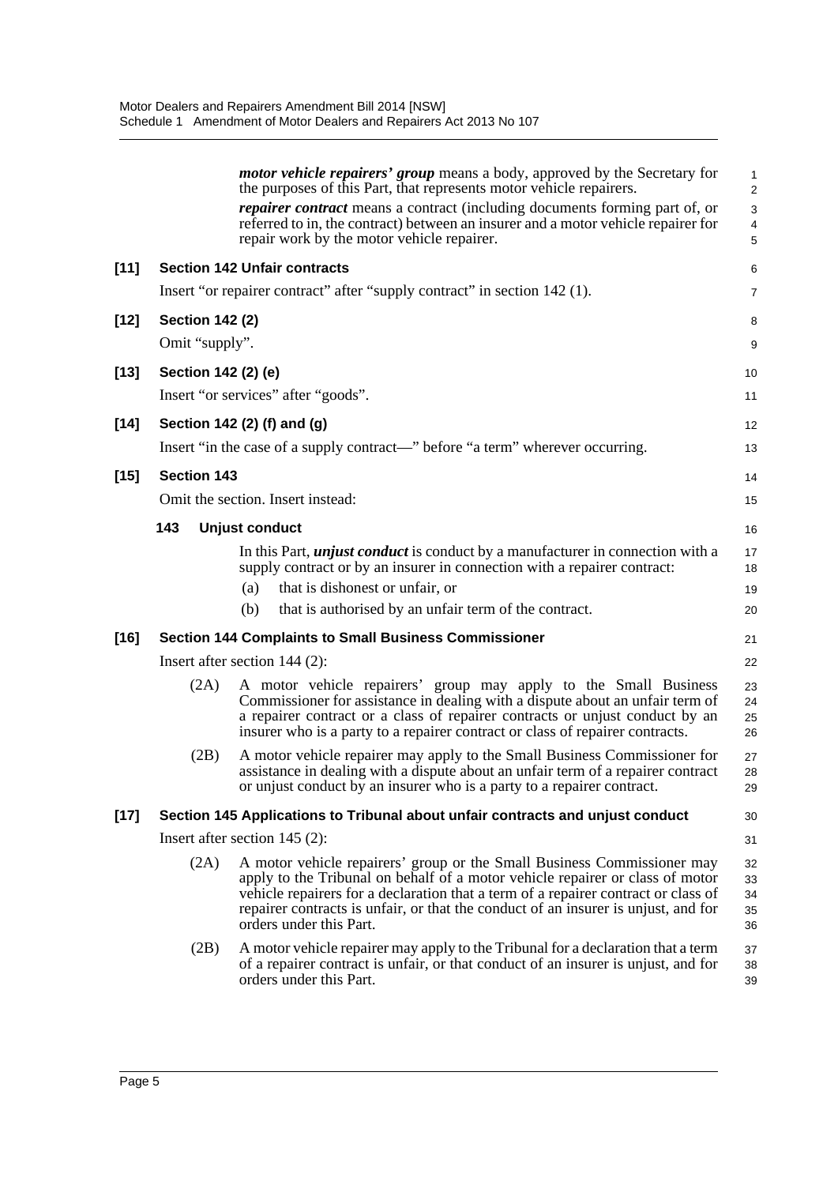***motor vehicle repairers' group*** means a body, approved by the Secretary for the purposes of this Part, that represents motor vehicle repairers.

***repairer contract*** means a contract (including documents forming part of, or referred to in, the contract) between an insurer and a motor vehicle repairer for repair work by the motor vehicle repairer.

**[11] Section 142 Unfair contracts**

Insert "or repairer contract" after "supply contract" in section 142 (1).

**[12] Section 142 (2)**

Omit "supply".

**[13] Section 142 (2) (e)**

Insert "or services" after "goods".

**[14] Section 142 (2) (f) and (g)**

Insert "in the case of a supply contract—" before "a term" wherever occurring.

**[15] Section 143**

Omit the section. Insert instead:

**143 Unjust conduct**

In this Part, ***unjust conduct*** is conduct by a manufacturer in connection with a supply contract or by an insurer in connection with a repairer contract:

(a) that is dishonest or unfair, or

(b) that is authorised by an unfair term of the contract.

**[16] Section 144 Complaints to Small Business Commissioner**

Insert after section 144 (2):

(2A) A motor vehicle repairers' group may apply to the Small Business Commissioner for assistance in dealing with a dispute about an unfair term of a repairer contract or a class of repairer contracts or unjust conduct by an insurer who is a party to a repairer contract or class of repairer contracts.

(2B) A motor vehicle repairer may apply to the Small Business Commissioner for assistance in dealing with a dispute about an unfair term of a repairer contract or unjust conduct by an insurer who is a party to a repairer contract.

**[17] Section 145 Applications to Tribunal about unfair contracts and unjust conduct**

Insert after section 145 (2):

(2A) A motor vehicle repairers' group or the Small Business Commissioner may apply to the Tribunal on behalf of a motor vehicle repairer or class of motor vehicle repairers for a declaration that a term of a repairer contract or class of repairer contracts is unfair, or that the conduct of an insurer is unjust, and for orders under this Part.

(2B) A motor vehicle repairer may apply to the Tribunal for a declaration that a term of a repairer contract is unfair, or that conduct of an insurer is unjust, and for orders under this Part.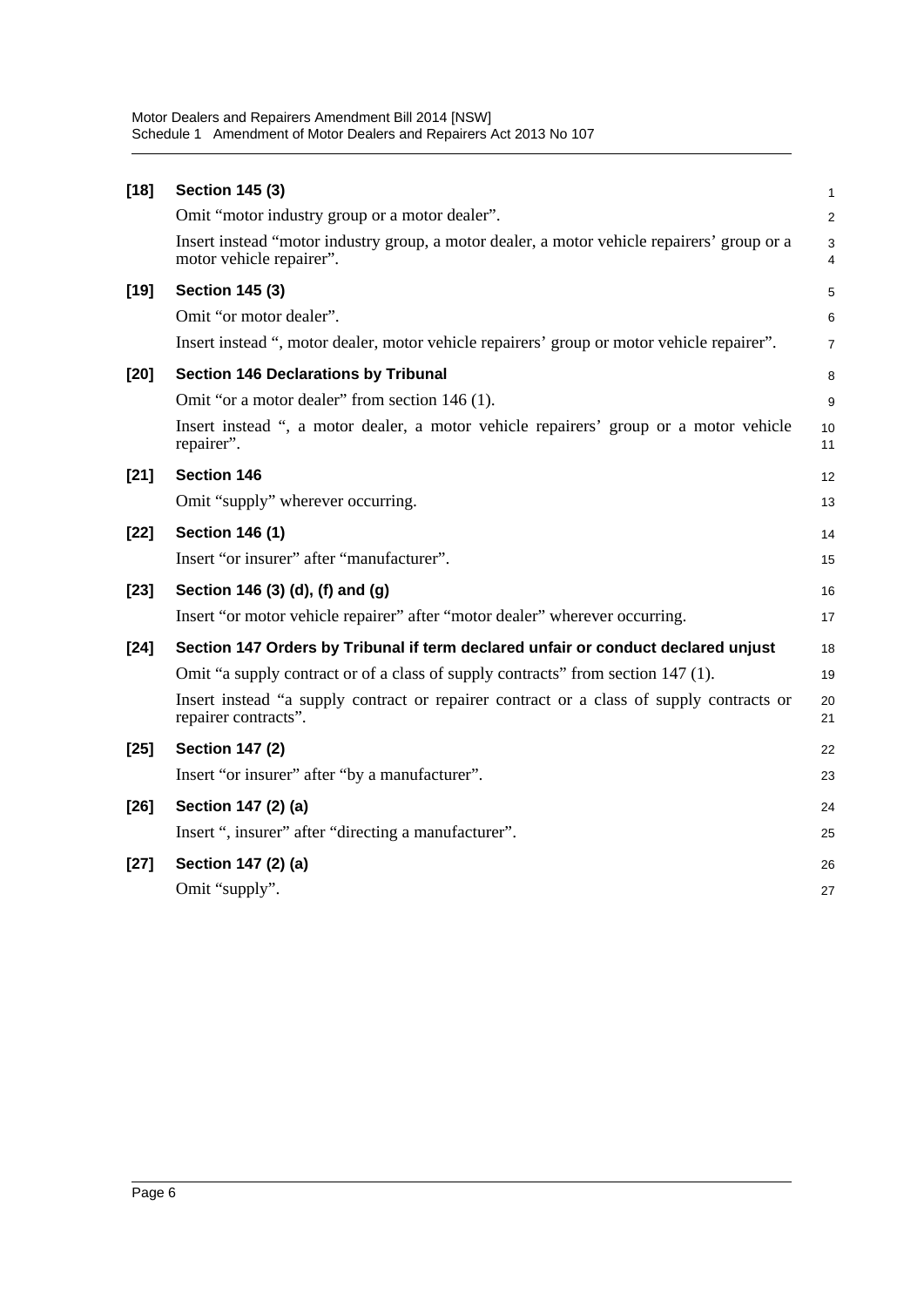**[18] Section 145 (3)**

Omit “motor industry group or a motor dealer”.

Insert instead “motor industry group, a motor dealer, a motor vehicle repairers’ group or a motor vehicle repairer”.

**[19] Section 145 (3)**

Omit “or motor dealer”.

Insert instead “, motor dealer, motor vehicle repairers’ group or motor vehicle repairer”.

**[20] Section 146 Declarations by Tribunal**

Omit “or a motor dealer” from section 146 (1).

Insert instead “, a motor dealer, a motor vehicle repairers’ group or a motor vehicle repairer”.

**[21] Section 146**

Omit “supply” wherever occurring.

**[22] Section 146 (1)**

Insert “or insurer” after “manufacturer”.

**[23] Section 146 (3) (d), (f) and (g)**

Insert “or motor vehicle repairer” after “motor dealer” wherever occurring.

**[24] Section 147 Orders by Tribunal if term declared unfair or conduct declared unjust**

Omit “a supply contract or of a class of supply contracts” from section 147 (1).

Insert instead “a supply contract or repairer contract or a class of supply contracts or repairer contracts”.

**[25] Section 147 (2)**

Insert “or insurer” after “by a manufacturer”.

**[26] Section 147 (2) (a)**

Insert “, insurer” after “directing a manufacturer”.

**[27] Section 147 (2) (a)**

Omit “supply”.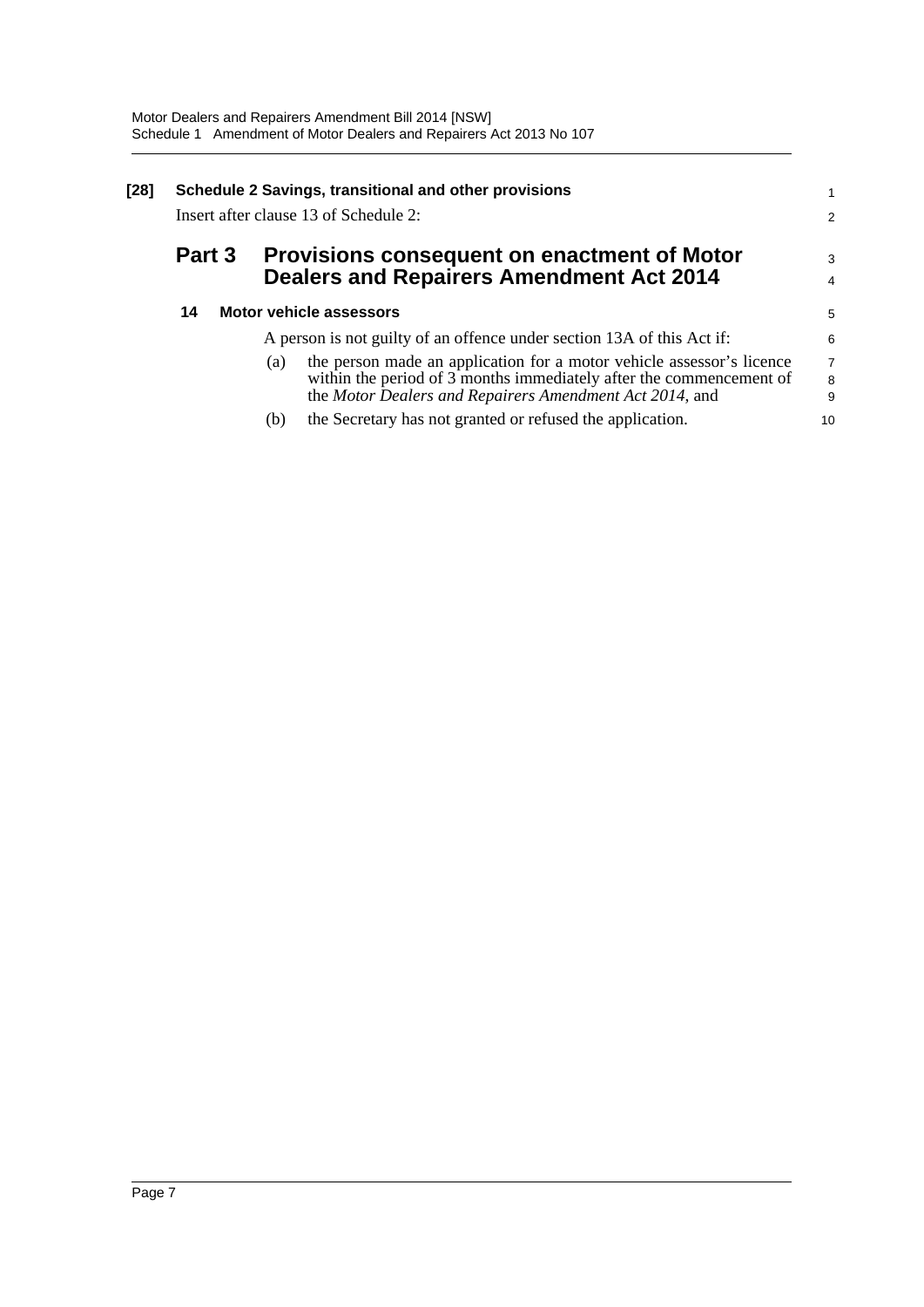**[28] Schedule 2 Savings, transitional and other provisions**

Insert after clause 13 of Schedule 2:

## Part 3 Provisions consequent on enactment of Motor Dealers and Repairers Amendment Act 2014

### 14 Motor vehicle assessors

A person is not guilty of an offence under section 13A of this Act if:

(a) the person made an application for a motor vehicle assessor's licence within the period of 3 months immediately after the commencement of the *Motor Dealers and Repairers Amendment Act 2014*, and

(b) the Secretary has not granted or refused the application.